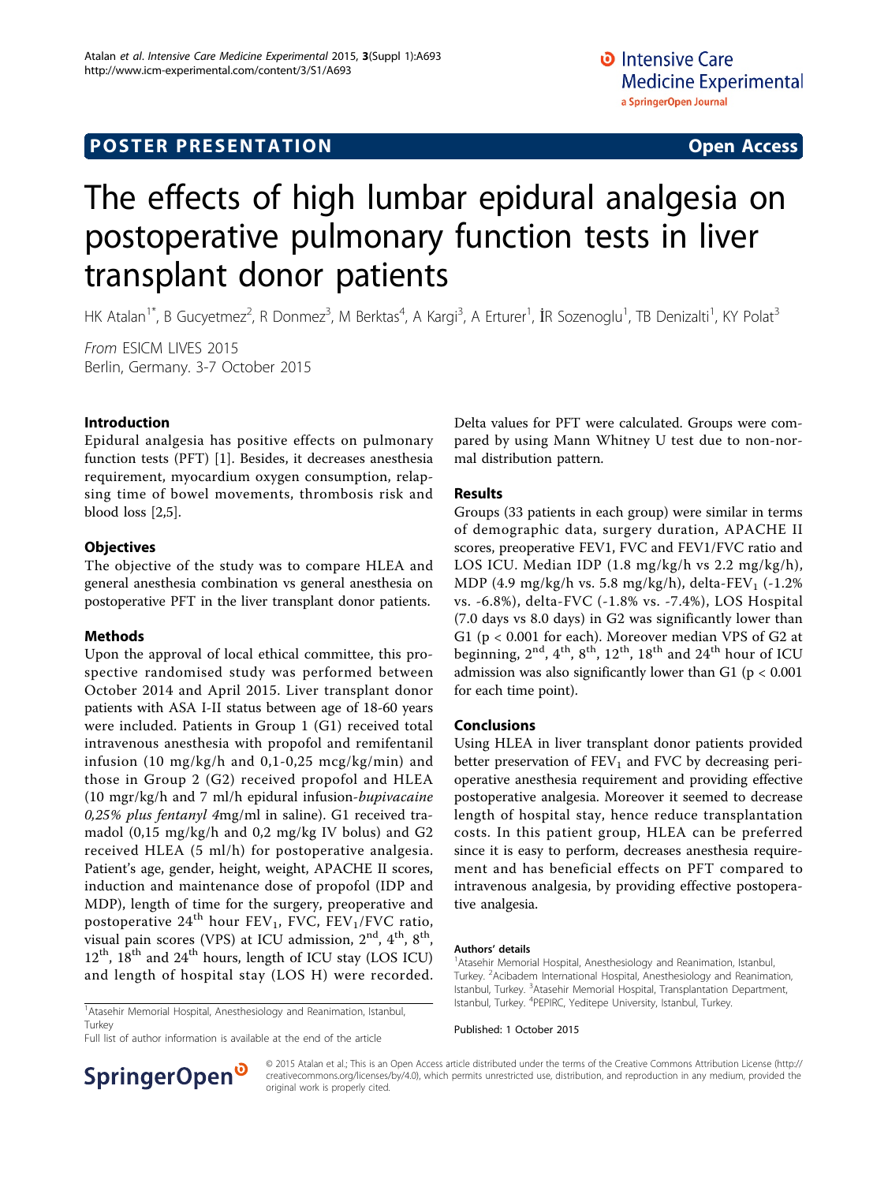POSTER PRESENTATION Open Access

# The effects of high lumbar epidural analgesia on postoperative pulmonary function tests in liver transplant donor patients

HK Atalan[1*], B Gucyetmez[2], R Donmez[3], M Berktas[4], A Kargi[3], A Erturer[1], İR Sozenoglu[1], TB Denizalti[1], KY Polat[3]

*From* ESICM LIVES 2015
Berlin, Germany. 3-7 October 2015

## Introduction

Epidural analgesia has positive effects on pulmonary function tests (PFT) [1]. Besides, it decreases anesthesia requirement, myocardium oxygen consumption, relapsing time of bowel movements, thrombosis risk and blood loss [2,5].

## Objectives

The objective of the study was to compare HLEA and general anesthesia combination vs general anesthesia on postoperative PFT in the liver transplant donor patients.

## Methods

Upon the approval of local ethical committee, this prospective randomised study was performed between October 2014 and April 2015. Liver transplant donor patients with ASA I-II status between age of 18-60 years were included. Patients in Group 1 (G1) received total intravenous anesthesia with propofol and remifentanil infusion (10 mg/kg/h and 0,1-0,25 mcg/kg/min) and those in Group 2 (G2) received propofol and HLEA (10 mgr/kg/h and 7 ml/h epidural infusion-*bupivacaine 0,25% plus fentanyl 4*mg/ml in saline). G1 received tramadol (0,15 mg/kg/h and 0,2 mg/kg IV bolus) and G2 received HLEA (5 ml/h) for postoperative analgesia. Patient's age, gender, height, weight, APACHE II scores, induction and maintenance dose of propofol (IDP and MDP), length of time for the surgery, preoperative and postoperative 24[th] hour $FEV_1$, FVC, $FEV_1$/FVC ratio, visual pain scores (VPS) at ICU admission, 2[nd], 4[th], 8[th], 12[th], 18[th] and 24[th] hours, length of ICU stay (LOS ICU) and length of hospital stay (LOS H) were recorded. Delta values for PFT were calculated. Groups were compared by using Mann Whitney U test due to non-normal distribution pattern.

## Results

Groups (33 patients in each group) were similar in terms of demographic data, surgery duration, APACHE II scores, preoperative FEV1, FVC and FEV1/FVC ratio and LOS ICU. Median IDP (1.8 mg/kg/h vs 2.2 mg/kg/h), MDP (4.9 mg/kg/h vs. 5.8 mg/kg/h), delta-$FEV_1$ (-1.2% vs. -6.8%), delta-FVC (-1.8% vs. -7.4%), LOS Hospital (7.0 days vs 8.0 days) in G2 was significantly lower than G1 ($p < 0.001$ for each). Moreover median VPS of G2 at beginning, 2[nd], 4[th], 8[th], 12[th], 18[th] and 24[th] hour of ICU admission was also significantly lower than G1 ($p < 0.001$ for each time point).

## Conclusions

Using HLEA in liver transplant donor patients provided better preservation of $FEV_1$ and FVC by decreasing perioperative anesthesia requirement and providing effective postoperative analgesia. Moreover it seemed to decrease length of hospital stay, hence reduce transplantation costs. In this patient group, HLEA can be preferred since it is easy to perform, decreases anesthesia requirement and has beneficial effects on PFT compared to intravenous analgesia, by providing effective postoperative analgesia.

[1]Atasehir Memorial Hospital, Anesthesiology and Reanimation, Istanbul, Turkey
Full list of author information is available at the end of the article

#### Authors' details

[1]Atasehir Memorial Hospital, Anesthesiology and Reanimation, Istanbul, Turkey. [2]Acibadem International Hospital, Anesthesiology and Reanimation, Istanbul, Turkey. [3]Atasehir Memorial Hospital, Transplantation Department, Istanbul, Turkey. [4]PEPIRC, Yeditepe University, Istanbul, Turkey.

Published: 1 October 2015

© 2015 Atalan et al.; This is an Open Access article distributed under the terms of the Creative Commons Attribution License (http://creativecommons.org/licenses/by/4.0), which permits unrestricted use, distribution, and reproduction in any medium, provided the original work is properly cited.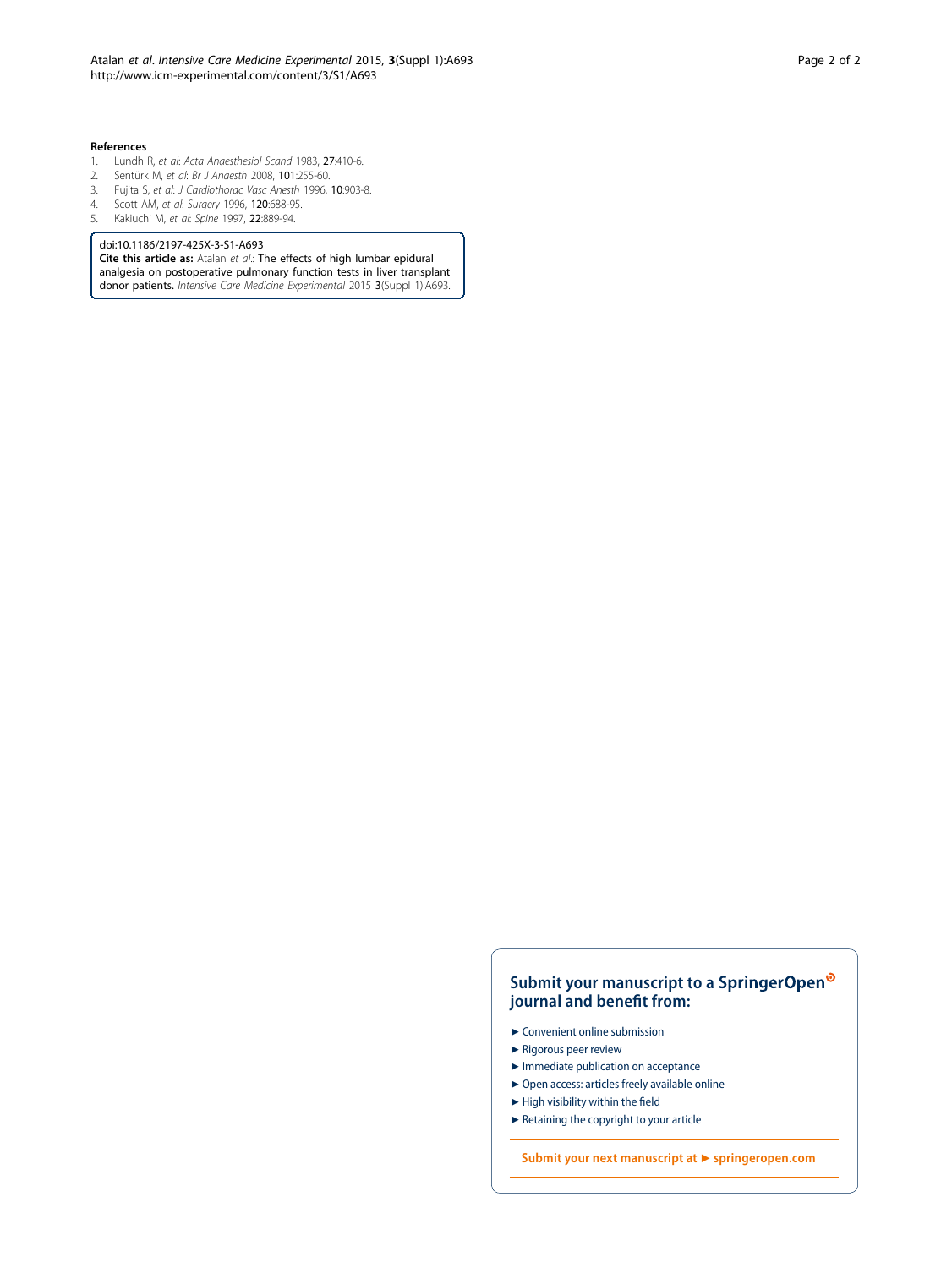### References

1. Lundh R, *et al*: *Acta Anaesthesiol Scand* 1983, **27**:410-6.
2. Sentürk M, *et al*: *Br J Anaesth* 2008, **101**:255-60.
3. Fujita S, *et al*: *J Cardiothorac Vasc Anesth* 1996, **10**:903-8.
4. Scott AM, *et al*: *Surgery* 1996, **120**:688-95.
5. Kakiuchi M, *et al*: *Spine* 1997, **22**:889-94.

doi:10.1186/2197-425X-3-S1-A693
**Cite this article as:** Atalan *et al.*: The effects of high lumbar epidural analgesia on postoperative pulmonary function tests in liver transplant donor patients. *Intensive Care Medicine Experimental* 2015 **3**(Suppl 1):A693.

**Submit your manuscript to a SpringerOpen journal and benefit from:**

- ► Convenient online submission
- ► Rigorous peer review
- ► Immediate publication on acceptance
- ► Open access: articles freely available online
- ► High visibility within the field
- ► Retaining the copyright to your article

**Submit your next manuscript at ► springeropen.com**